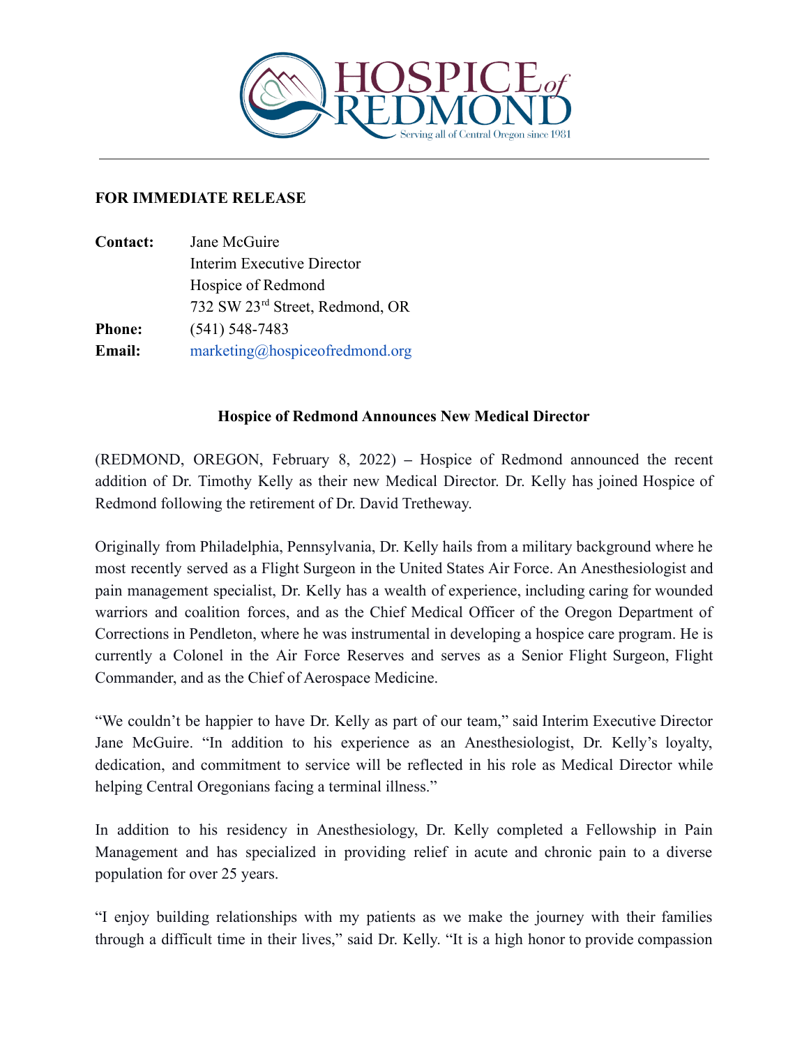HOSPICE of REDMOND

Serving all of Central Oregon since 1981

---

**FOR IMMEDIATE RELEASE**

**Contact:** Jane McGuire  
Interim Executive Director  
Hospice of Redmond  
732 SW 23rd Street, Redmond, OR  
**Phone:** (541) 548-7483  
**Email:** marketing@hospiceofredmond.org

**Hospice of Redmond Announces New Medical Director**

(REDMOND, OREGON, February 8, 2022) – Hospice of Redmond announced the recent addition of Dr. Timothy Kelly as their new Medical Director. Dr. Kelly has joined Hospice of Redmond following the retirement of Dr. David Tretheway.

Originally from Philadelphia, Pennsylvania, Dr. Kelly hails from a military background where he most recently served as a Flight Surgeon in the United States Air Force. An Anesthesiologist and pain management specialist, Dr. Kelly has a wealth of experience, including caring for wounded warriors and coalition forces, and as the Chief Medical Officer of the Oregon Department of Corrections in Pendleton, where he was instrumental in developing a hospice care program. He is currently a Colonel in the Air Force Reserves and serves as a Senior Flight Surgeon, Flight Commander, and as the Chief of Aerospace Medicine.

"We couldn't be happier to have Dr. Kelly as part of our team," said Interim Executive Director Jane McGuire. "In addition to his experience as an Anesthesiologist, Dr. Kelly's loyalty, dedication, and commitment to service will be reflected in his role as Medical Director while helping Central Oregonians facing a terminal illness."

In addition to his residency in Anesthesiology, Dr. Kelly completed a Fellowship in Pain Management and has specialized in providing relief in acute and chronic pain to a diverse population for over 25 years.

"I enjoy building relationships with my patients as we make the journey with their families through a difficult time in their lives," said Dr. Kelly. "It is a high honor to provide compassion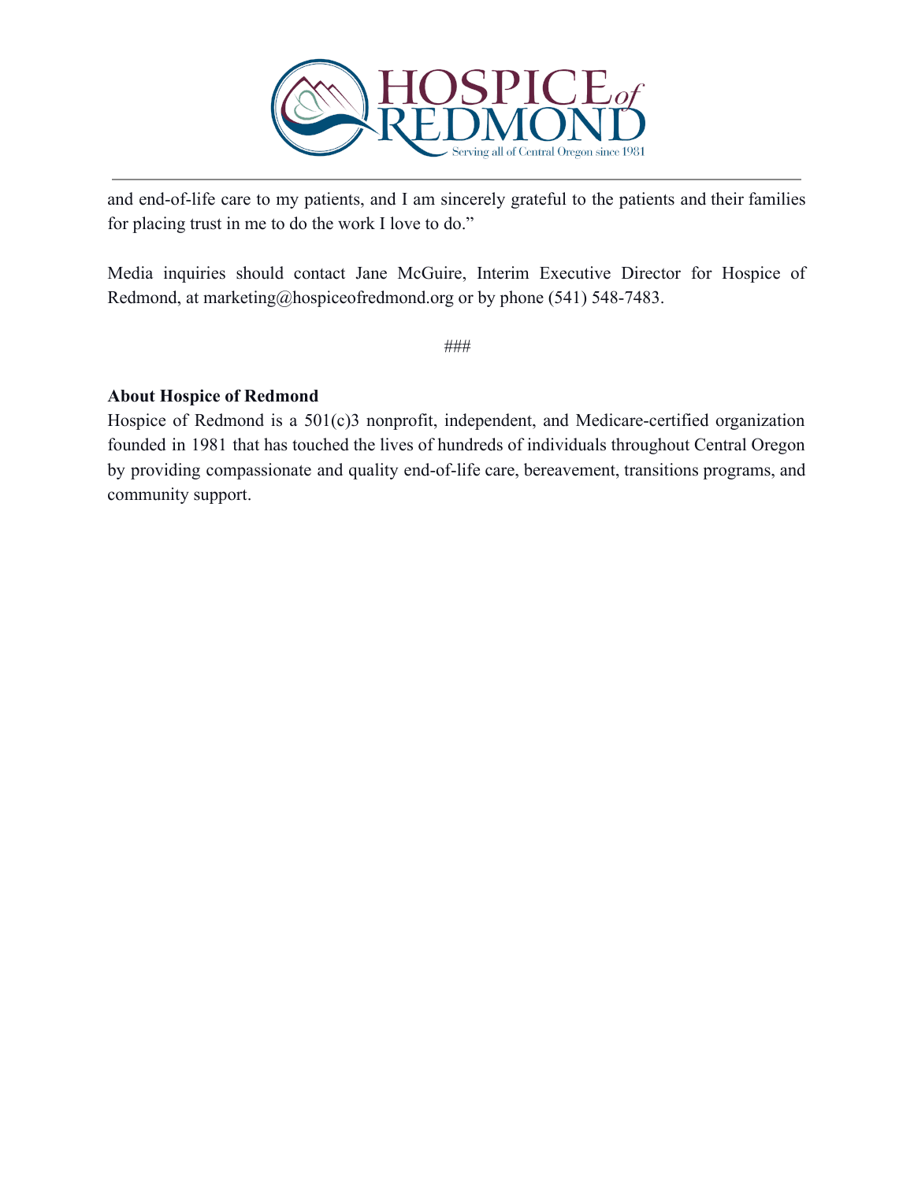and end-of-life care to my patients, and I am sincerely grateful to the patients and their families for placing trust in me to do the work I love to do."

Media inquiries should contact Jane McGuire, Interim Executive Director for Hospice of Redmond, at marketing@hospiceofredmond.org or by phone (541) 548-7483.

###

**About Hospice of Redmond**

Hospice of Redmond is a 501(c)3 nonprofit, independent, and Medicare-certified organization founded in 1981 that has touched the lives of hundreds of individuals throughout Central Oregon by providing compassionate and quality end-of-life care, bereavement, transitions programs, and community support.